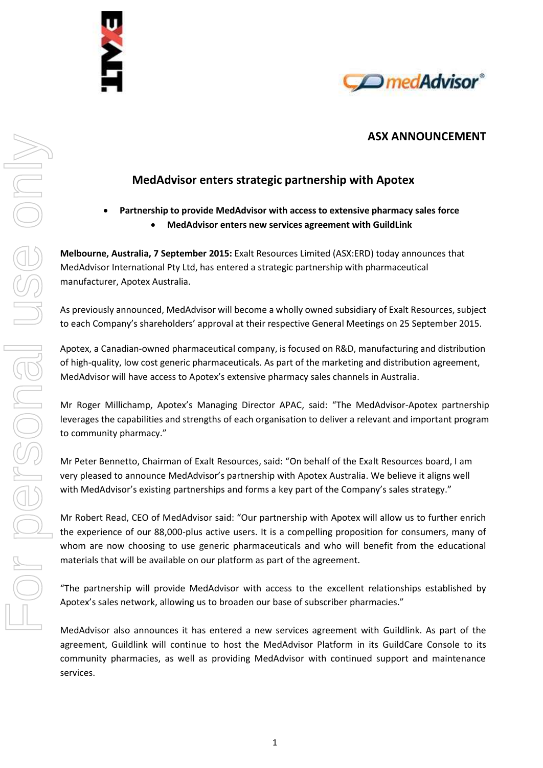**ASX ANNOUNCEMENT**

## MedAdvisor enters strategic partnership with Apotex

- **Partnership to provide MedAdvisor with access to extensive pharmacy sales force**
- **MedAdvisor enters new services agreement with GuildLink**

**Melbourne, Australia, 7 September 2015:** Exalt Resources Limited (ASX:ERD) today announces that MedAdvisor International Pty Ltd, has entered a strategic partnership with pharmaceutical manufacturer, Apotex Australia.

As previously announced, MedAdvisor will become a wholly owned subsidiary of Exalt Resources, subject to each Company's shareholders' approval at their respective General Meetings on 25 September 2015.

Apotex, a Canadian-owned pharmaceutical company, is focused on R&D, manufacturing and distribution of high-quality, low cost generic pharmaceuticals. As part of the marketing and distribution agreement, MedAdvisor will have access to Apotex's extensive pharmacy sales channels in Australia.

Mr Roger Millichamp, Apotex's Managing Director APAC, said: "The MedAdvisor-Apotex partnership leverages the capabilities and strengths of each organisation to deliver a relevant and important program to community pharmacy."

Mr Peter Bennetto, Chairman of Exalt Resources, said: "On behalf of the Exalt Resources board, I am very pleased to announce MedAdvisor's partnership with Apotex Australia. We believe it aligns well with MedAdvisor's existing partnerships and forms a key part of the Company's sales strategy."

Mr Robert Read, CEO of MedAdvisor said: "Our partnership with Apotex will allow us to further enrich the experience of our 88,000-plus active users. It is a compelling proposition for consumers, many of whom are now choosing to use generic pharmaceuticals and who will benefit from the educational materials that will be available on our platform as part of the agreement.

"The partnership will provide MedAdvisor with access to the excellent relationships established by Apotex's sales network, allowing us to broaden our base of subscriber pharmacies."

MedAdvisor also announces it has entered a new services agreement with Guildlink. As part of the agreement, Guildlink will continue to host the MedAdvisor Platform in its GuildCare Console to its community pharmacies, as well as providing MedAdvisor with continued support and maintenance services.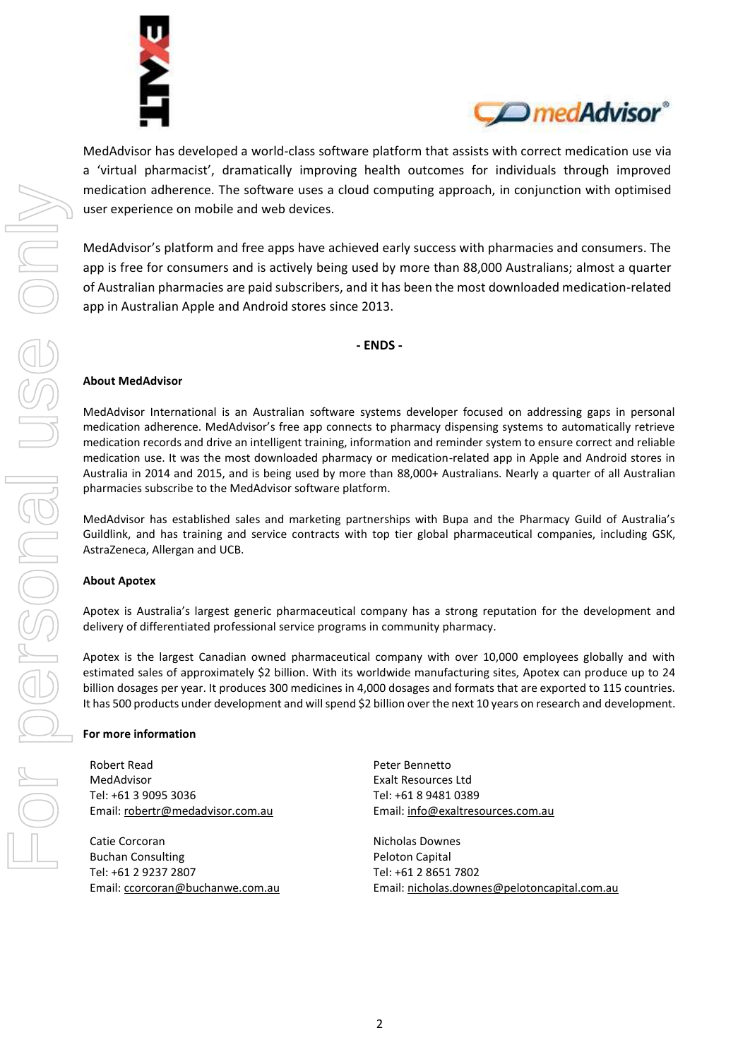MedAdvisor has developed a world-class software platform that assists with correct medication use via a 'virtual pharmacist', dramatically improving health outcomes for individuals through improved medication adherence. The software uses a cloud computing approach, in conjunction with optimised user experience on mobile and web devices.

MedAdvisor's platform and free apps have achieved early success with pharmacies and consumers. The app is free for consumers and is actively being used by more than 88,000 Australians; almost a quarter of Australian pharmacies are paid subscribers, and it has been the most downloaded medication-related app in Australian Apple and Android stores since 2013.

**- ENDS -**

**About MedAdvisor**

MedAdvisor International is an Australian software systems developer focused on addressing gaps in personal medication adherence. MedAdvisor's free app connects to pharmacy dispensing systems to automatically retrieve medication records and drive an intelligent training, information and reminder system to ensure correct and reliable medication use. It was the most downloaded pharmacy or medication-related app in Apple and Android stores in Australia in 2014 and 2015, and is being used by more than 88,000+ Australians. Nearly a quarter of all Australian pharmacies subscribe to the MedAdvisor software platform.

MedAdvisor has established sales and marketing partnerships with Bupa and the Pharmacy Guild of Australia's Guildlink, and has training and service contracts with top tier global pharmaceutical companies, including GSK, AstraZeneca, Allergan and UCB.

**About Apotex**

Apotex is Australia's largest generic pharmaceutical company has a strong reputation for the development and delivery of differentiated professional service programs in community pharmacy.

Apotex is the largest Canadian owned pharmaceutical company with over 10,000 employees globally and with estimated sales of approximately $2 billion. With its worldwide manufacturing sites, Apotex can produce up to 24 billion dosages per year. It produces 300 medicines in 4,000 dosages and formats that are exported to 115 countries. It has 500 products under development and will spend $2 billion over the next 10 years on research and development.

**For more information**

Robert Read
MedAdvisor
Tel: +61 3 9095 3036
Email: robertr@medadvisor.com.au

Catie Corcoran
Buchan Consulting
Tel: +61 2 9237 2807
Email: ccorcoran@buchanwe.com.au

Peter Bennetto
Exalt Resources Ltd
Tel: +61 8 9481 0389
Email: info@exaltresources.com.au

Nicholas Downes
Peloton Capital
Tel: +61 2 8651 7802
Email: nicholas.downes@pelotoncapital.com.au